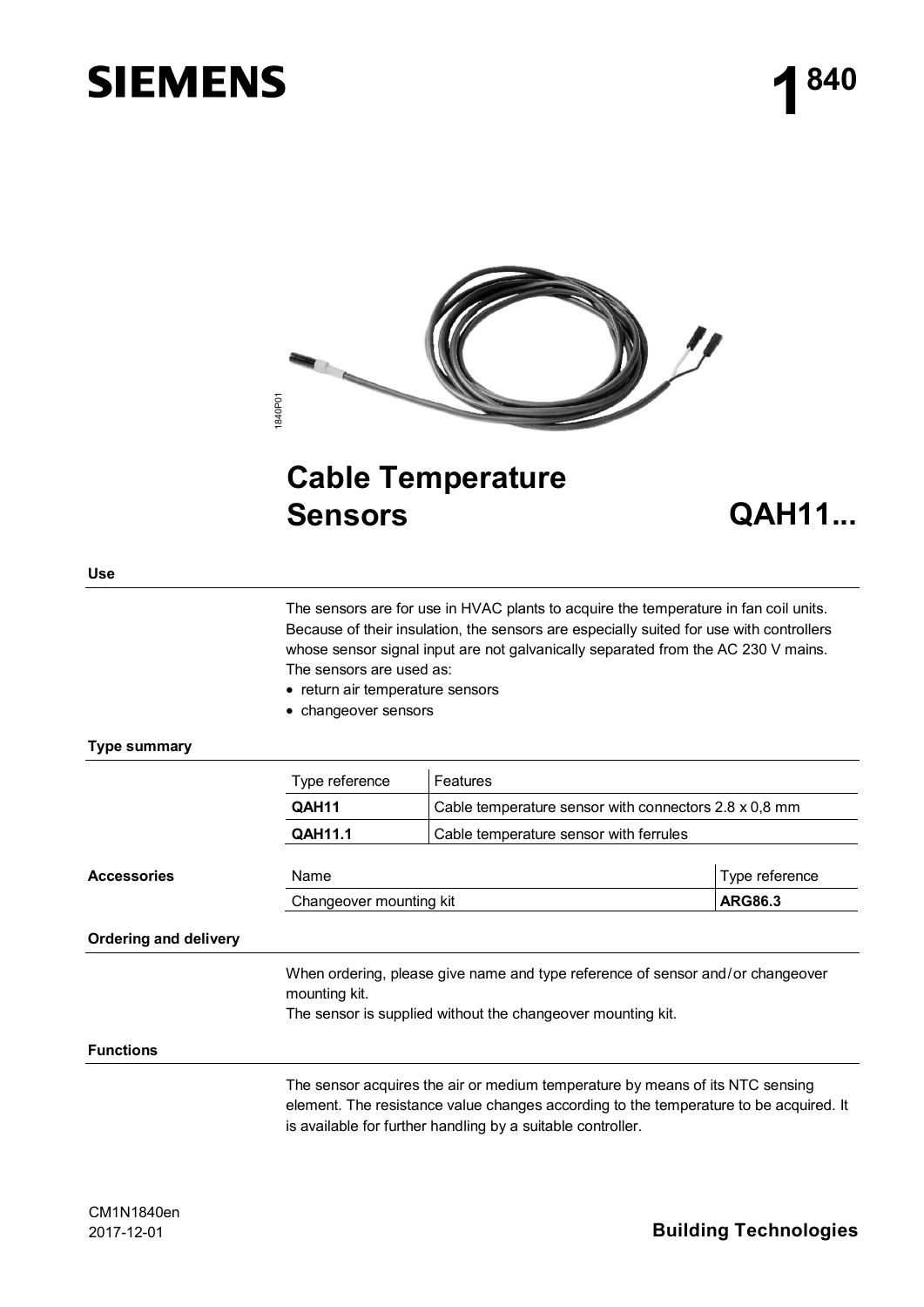SIEMENS

# 1 840

1840P01

# Cable Temperature Sensors

# QAH11...

## Use

The sensors are for use in HVAC plants to acquire the temperature in fan coil units. Because of their insulation, the sensors are especially suited for use with controllers whose sensor signal input are not galvanically separated from the AC 230 V mains. The sensors are used as:

- return air temperature sensors
- changeover sensors

## Type summary

| Type reference | Features |
|---|---|
| **QAH11** | Cable temperature sensor with connectors 2.8 x 0,8 mm |
| **QAH11.1** | Cable temperature sensor with ferrules |

## Accessories

| Name | Type reference |
|---|---|
| Changeover mounting kit | **ARG86.3** |

## Ordering and delivery

When ordering, please give name and type reference of sensor and/or changeover mounting kit.
The sensor is supplied without the changeover mounting kit.

## Functions

The sensor acquires the air or medium temperature by means of its NTC sensing element. The resistance value changes according to the temperature to be acquired. It is available for further handling by a suitable controller.

CM1N1840en
2017-12-01

**Building Technologies**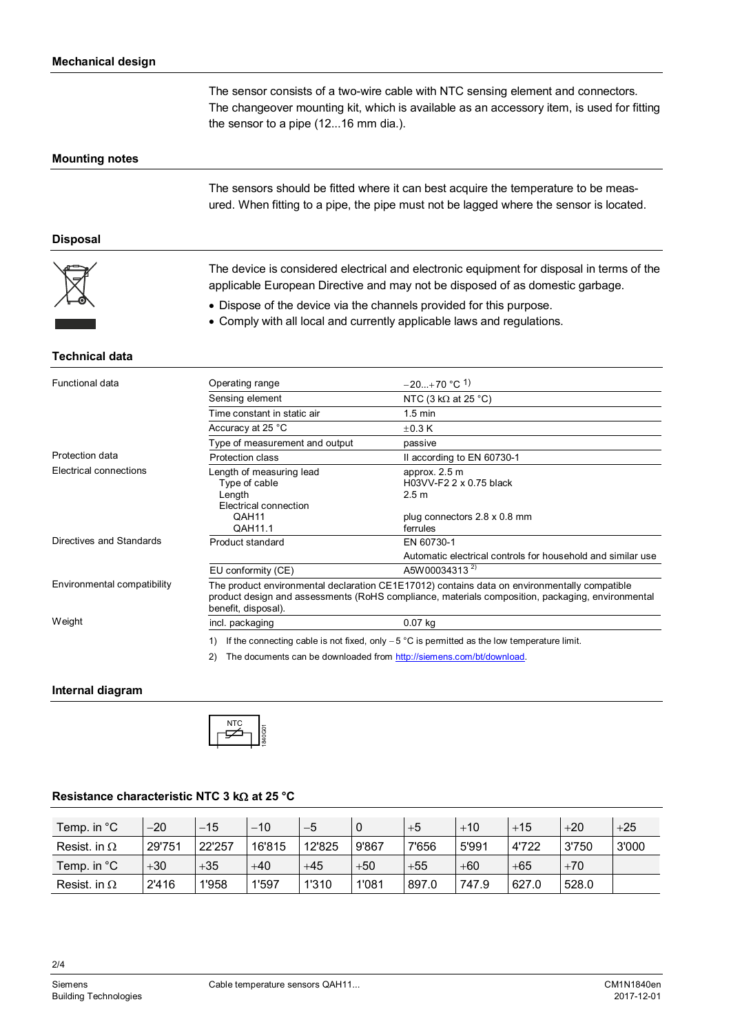## Mechanical design

The sensor consists of a two-wire cable with NTC sensing element and connectors. The changeover mounting kit, which is available as an accessory item, is used for fitting the sensor to a pipe (12...16 mm dia.).

## Mounting notes

The sensors should be fitted where it can best acquire the temperature to be measured. When fitting to a pipe, the pipe must not be lagged where the sensor is located.

## Disposal

The device is considered electrical and electronic equipment for disposal in terms of the applicable European Directive and may not be disposed of as domestic garbage.

- Dispose of the device via the channels provided for this purpose.
- Comply with all local and currently applicable laws and regulations.

## Technical data

| | | |
|---|---|---|
| Functional data | Operating range | −20...+70 °C [1] |
| | Sensing element | NTC (3 kΩ at 25 °C) |
| | Time constant in static air | 1.5 min |
| | Accuracy at 25 °C | ±0.3 K |
| | Type of measurement and output | passive |
| Protection data | Protection class | II according to EN 60730-1 |
| Electrical connections | Length of measuring lead | approx. 2.5 m |
| | Type of cable | H03VV-F2 2 x 0.75 black |
| | Length | 2.5 m |
| | Electrical connection | |
| | QAH11 | plug connectors 2.8 x 0.8 mm |
| | QAH11.1 | ferrules |
| Directives and Standards | Product standard | EN 60730-1 Automatic electrical controls for household and similar use |
| | EU conformity (CE) | A5W00034313 [2] |
| Environmental compatibility | The product environmental declaration CE1E17012) contains data on environmentally compatible product design and assessments (RoHS compliance, materials composition, packaging, environmental benefit, disposal). | |
| Weight | incl. packaging | 0.07 kg |

1) If the connecting cable is not fixed, only – 5 °C is permitted as the low temperature limit.

2) The documents can be downloaded from http://siemens.com/bt/download.

## Internal diagram

NTC

1840G01

## Resistance characteristic NTC 3 kΩ at 25 °C

| Temp. in °C | −20 | −15 | −10 | −5 | 0 | +5 | +10 | +15 | +20 | +25 |
|---|---|---|---|---|---|---|---|---|---|---|
| Resist. in Ω | 29'751 | 22'257 | 16'815 | 12'825 | 9'867 | 7'656 | 5'991 | 4'722 | 3'750 | 3'000 |
| Temp. in °C | +30 | +35 | +40 | +45 | +50 | +55 | +60 | +65 | +70 | |
| Resist. in Ω | 2'416 | 1'958 | 1'597 | 1'310 | 1'081 | 897.0 | 747.9 | 627.0 | 528.0 | |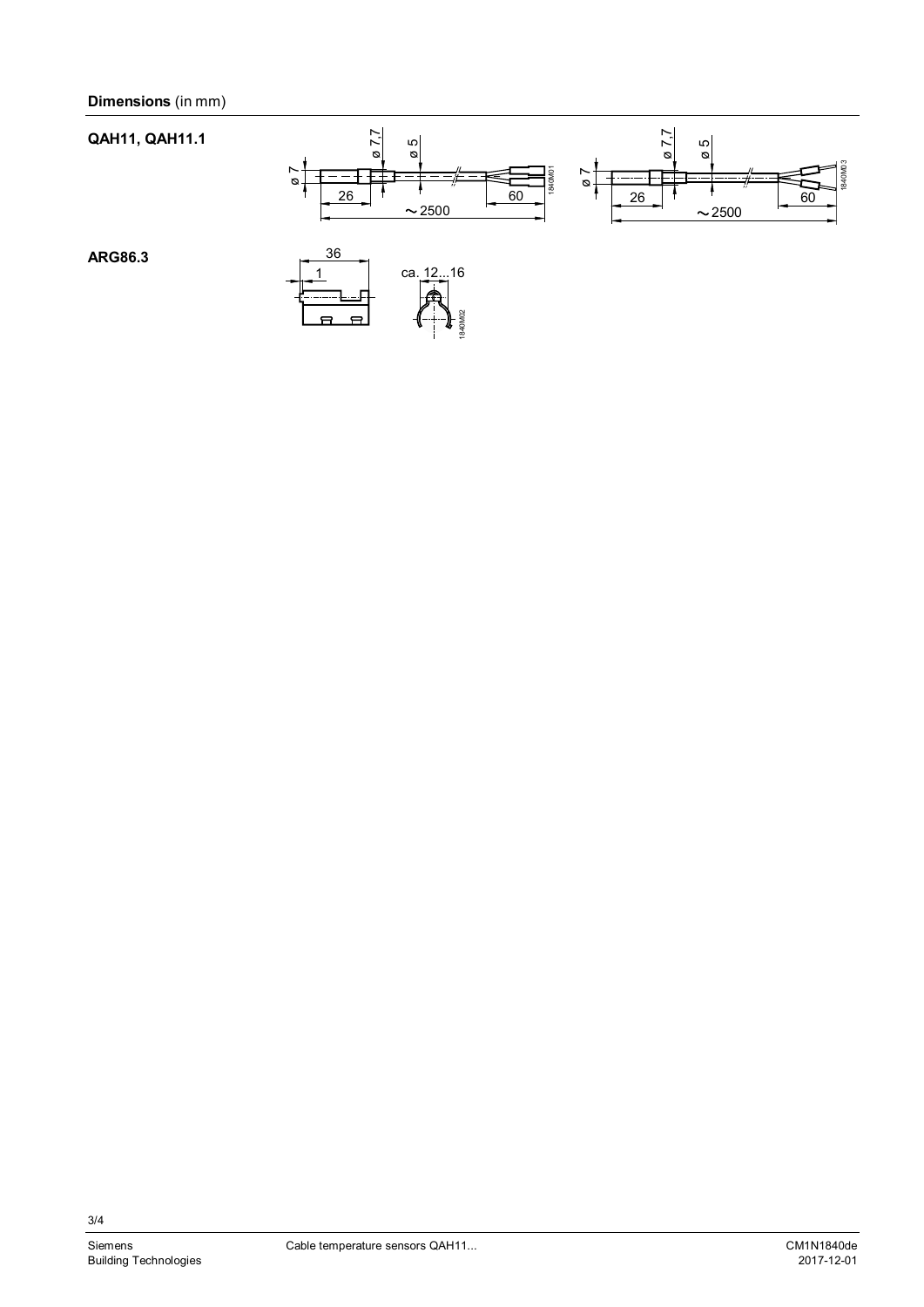## Dimensions (in mm)

**QAH11, QAH11.1**

ø 7 | ø 7,7 | ø 5 | 26 | 60 | ~2500

1840M01

ø 7 | ø 7,7 | ø 5 | 26 | 60 | ~2500

1840M03

**ARG86.3**

36 | 1 | ca. 12...16

1840M02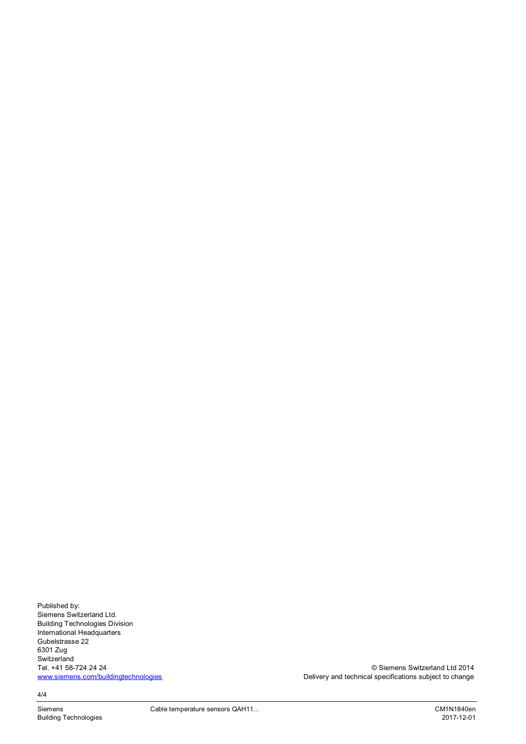Published by:
Siemens Switzerland Ltd.
Building Technologies Division
International Headquarters
Gubelstrasse 22
6301 Zug
Switzerland
Tel. +41 58-724 24 24
www.siemens.com/buildingtechnologies

© Siemens Switzerland Ltd 2014
Delivery and technical specifications subject to change